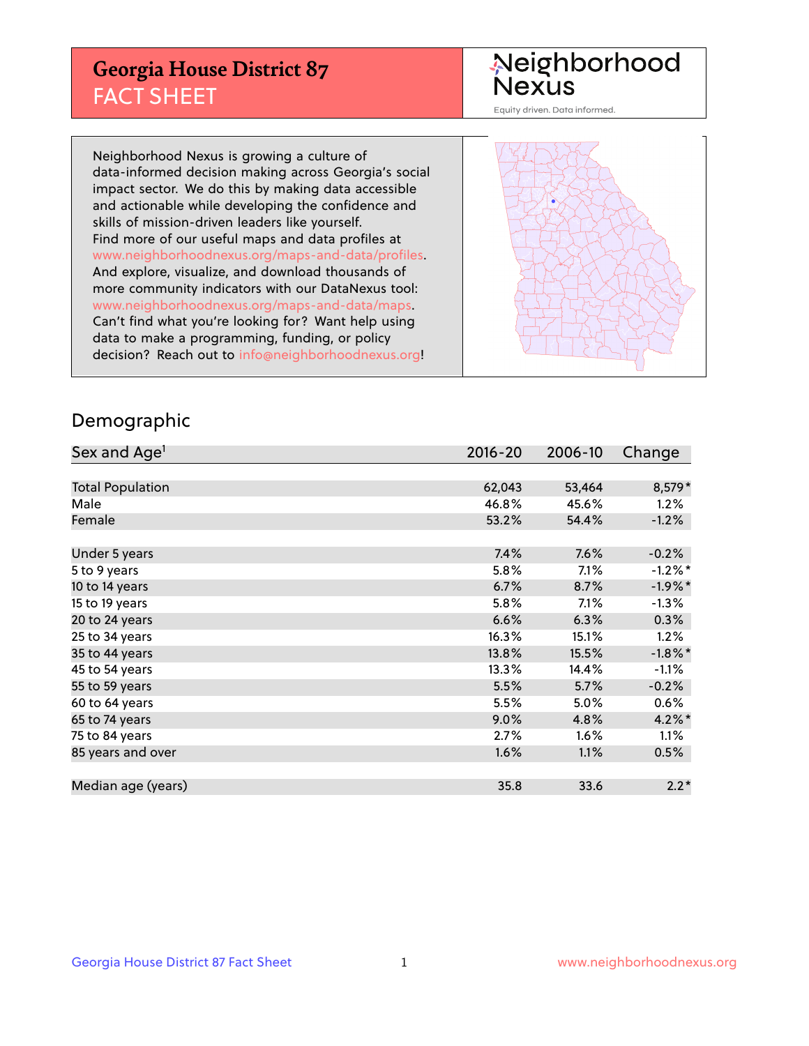# Georgia House District 87
## FACT SHEET

Neighborhood Nexus

Equity driven. Data informed.

Neighborhood Nexus is growing a culture of data-informed decision making across Georgia's social impact sector. We do this by making data accessible and actionable while developing the confidence and skills of mission-driven leaders like yourself. Find more of our useful maps and data profiles at www.neighborhoodnexus.org/maps-and-data/profiles. And explore, visualize, and download thousands of more community indicators with our DataNexus tool: www.neighborhoodnexus.org/maps-and-data/maps. Can't find what you're looking for? Want help using data to make a programming, funding, or policy decision? Reach out to info@neighborhoodnexus.org!

## Demographic

| Sex and Age[1] | 2016-20 | 2006-10 | Change |
|---|---|---|---|
| Total Population | 62,043 | 53,464 | 8,579* |
| Male | 46.8% | 45.6% | 1.2% |
| Female | 53.2% | 54.4% | -1.2% |
| | | | |
| Under 5 years | 7.4% | 7.6% | -0.2% |
| 5 to 9 years | 5.8% | 7.1% | -1.2%* |
| 10 to 14 years | 6.7% | 8.7% | -1.9%* |
| 15 to 19 years | 5.8% | 7.1% | -1.3% |
| 20 to 24 years | 6.6% | 6.3% | 0.3% |
| 25 to 34 years | 16.3% | 15.1% | 1.2% |
| 35 to 44 years | 13.8% | 15.5% | -1.8%* |
| 45 to 54 years | 13.3% | 14.4% | -1.1% |
| 55 to 59 years | 5.5% | 5.7% | -0.2% |
| 60 to 64 years | 5.5% | 5.0% | 0.6% |
| 65 to 74 years | 9.0% | 4.8% | 4.2%* |
| 75 to 84 years | 2.7% | 1.6% | 1.1% |
| 85 years and over | 1.6% | 1.1% | 0.5% |
| | | | |
| Median age (years) | 35.8 | 33.6 | 2.2* |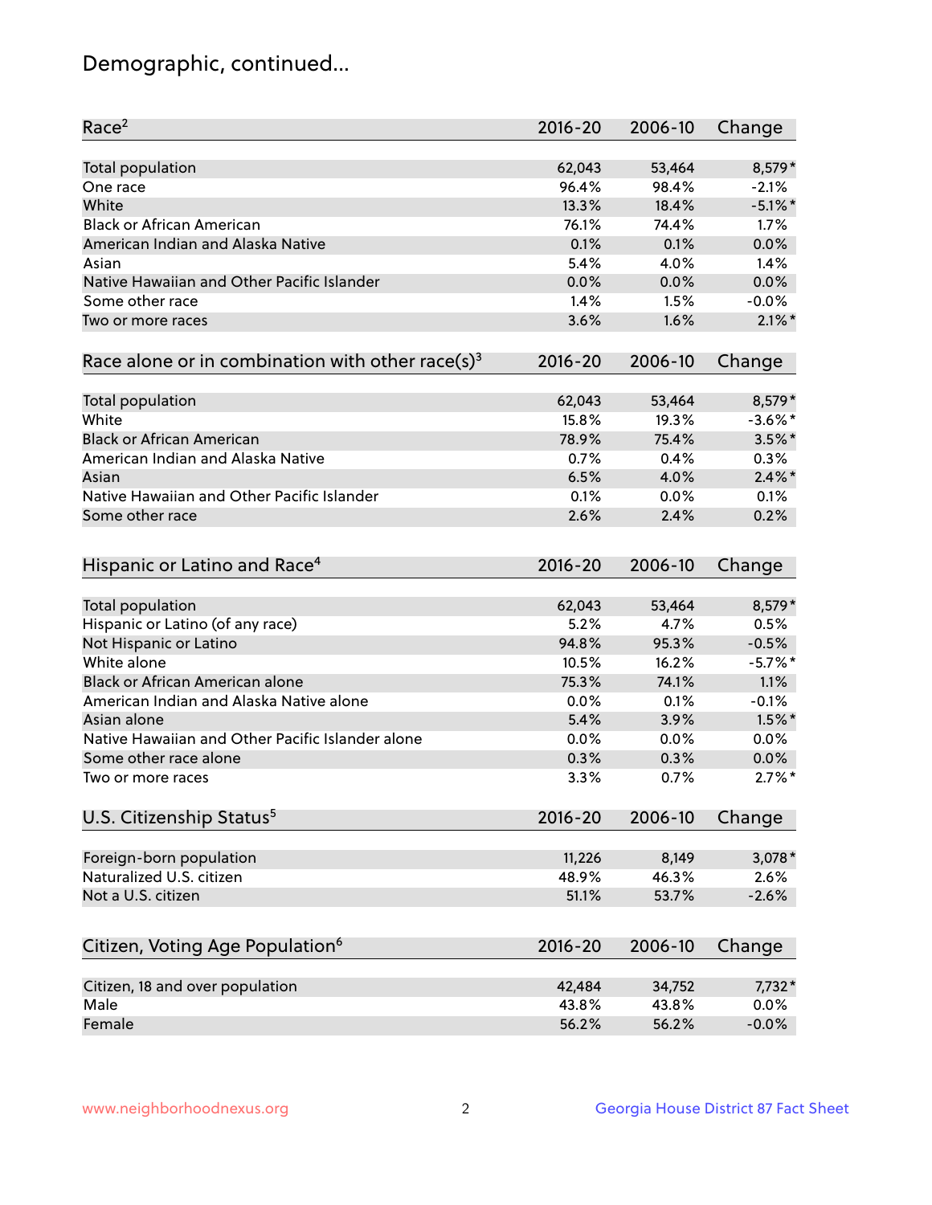# Demographic, continued...

| Race[2] | 2016-20 | 2006-10 | Change |
|---|---|---|---|
| Total population | 62,043 | 53,464 | 8,579* |
| One race | 96.4% | 98.4% | -2.1% |
| White | 13.3% | 18.4% | -5.1%* |
| Black or African American | 76.1% | 74.4% | 1.7% |
| American Indian and Alaska Native | 0.1% | 0.1% | 0.0% |
| Asian | 5.4% | 4.0% | 1.4% |
| Native Hawaiian and Other Pacific Islander | 0.0% | 0.0% | 0.0% |
| Some other race | 1.4% | 1.5% | -0.0% |
| Two or more races | 3.6% | 1.6% | 2.1%* |

| Race alone or in combination with other race(s)[3] | 2016-20 | 2006-10 | Change |
|---|---|---|---|
| Total population | 62,043 | 53,464 | 8,579* |
| White | 15.8% | 19.3% | -3.6%* |
| Black or African American | 78.9% | 75.4% | 3.5%* |
| American Indian and Alaska Native | 0.7% | 0.4% | 0.3% |
| Asian | 6.5% | 4.0% | 2.4%* |
| Native Hawaiian and Other Pacific Islander | 0.1% | 0.0% | 0.1% |
| Some other race | 2.6% | 2.4% | 0.2% |

| Hispanic or Latino and Race[4] | 2016-20 | 2006-10 | Change |
|---|---|---|---|
| Total population | 62,043 | 53,464 | 8,579* |
| Hispanic or Latino (of any race) | 5.2% | 4.7% | 0.5% |
| Not Hispanic or Latino | 94.8% | 95.3% | -0.5% |
| White alone | 10.5% | 16.2% | -5.7%* |
| Black or African American alone | 75.3% | 74.1% | 1.1% |
| American Indian and Alaska Native alone | 0.0% | 0.1% | -0.1% |
| Asian alone | 5.4% | 3.9% | 1.5%* |
| Native Hawaiian and Other Pacific Islander alone | 0.0% | 0.0% | 0.0% |
| Some other race alone | 0.3% | 0.3% | 0.0% |
| Two or more races | 3.3% | 0.7% | 2.7%* |

| U.S. Citizenship Status[5] | 2016-20 | 2006-10 | Change |
|---|---|---|---|
| Foreign-born population | 11,226 | 8,149 | 3,078* |
| Naturalized U.S. citizen | 48.9% | 46.3% | 2.6% |
| Not a U.S. citizen | 51.1% | 53.7% | -2.6% |

| Citizen, Voting Age Population[6] | 2016-20 | 2006-10 | Change |
|---|---|---|---|
| Citizen, 18 and over population | 42,484 | 34,752 | 7,732* |
| Male | 43.8% | 43.8% | 0.0% |
| Female | 56.2% | 56.2% | -0.0% |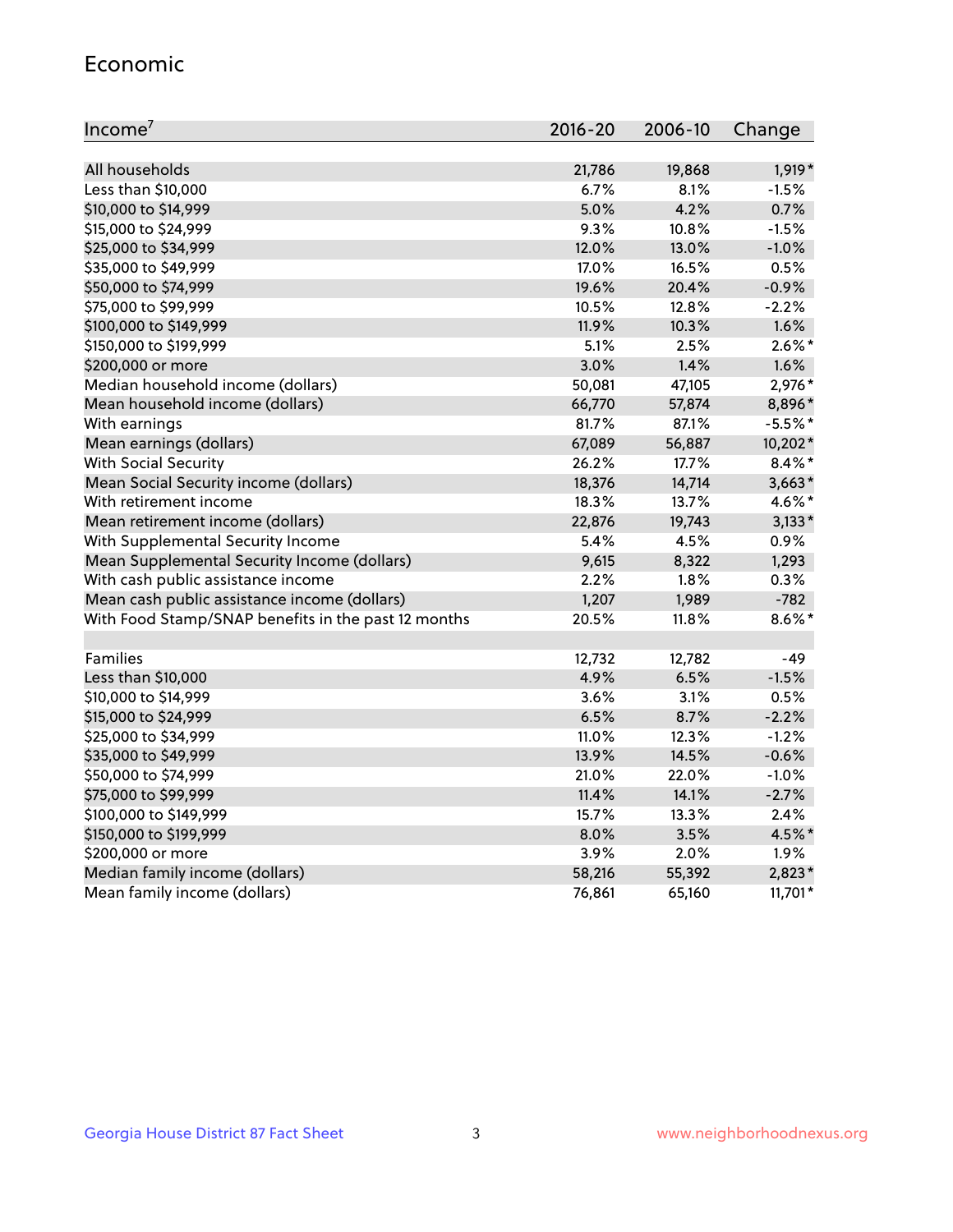## Economic

| Income[7] | 2016-20 | 2006-10 | Change |
|---|---|---|---|
| All households | 21,786 | 19,868 | 1,919* |
| Less than $10,000 | 6.7% | 8.1% | -1.5% |
| $10,000 to $14,999 | 5.0% | 4.2% | 0.7% |
| $15,000 to $24,999 | 9.3% | 10.8% | -1.5% |
| $25,000 to $34,999 | 12.0% | 13.0% | -1.0% |
| $35,000 to $49,999 | 17.0% | 16.5% | 0.5% |
| $50,000 to $74,999 | 19.6% | 20.4% | -0.9% |
| $75,000 to $99,999 | 10.5% | 12.8% | -2.2% |
| $100,000 to $149,999 | 11.9% | 10.3% | 1.6% |
| $150,000 to $199,999 | 5.1% | 2.5% | 2.6%* |
| $200,000 or more | 3.0% | 1.4% | 1.6% |
| Median household income (dollars) | 50,081 | 47,105 | 2,976* |
| Mean household income (dollars) | 66,770 | 57,874 | 8,896* |
| With earnings | 81.7% | 87.1% | -5.5%* |
| Mean earnings (dollars) | 67,089 | 56,887 | 10,202* |
| With Social Security | 26.2% | 17.7% | 8.4%* |
| Mean Social Security income (dollars) | 18,376 | 14,714 | 3,663* |
| With retirement income | 18.3% | 13.7% | 4.6%* |
| Mean retirement income (dollars) | 22,876 | 19,743 | 3,133* |
| With Supplemental Security Income | 5.4% | 4.5% | 0.9% |
| Mean Supplemental Security Income (dollars) | 9,615 | 8,322 | 1,293 |
| With cash public assistance income | 2.2% | 1.8% | 0.3% |
| Mean cash public assistance income (dollars) | 1,207 | 1,989 | -782 |
| With Food Stamp/SNAP benefits in the past 12 months | 20.5% | 11.8% | 8.6%* |
| | | | |
| Families | 12,732 | 12,782 | -49 |
| Less than $10,000 | 4.9% | 6.5% | -1.5% |
| $10,000 to $14,999 | 3.6% | 3.1% | 0.5% |
| $15,000 to $24,999 | 6.5% | 8.7% | -2.2% |
| $25,000 to $34,999 | 11.0% | 12.3% | -1.2% |
| $35,000 to $49,999 | 13.9% | 14.5% | -0.6% |
| $50,000 to $74,999 | 21.0% | 22.0% | -1.0% |
| $75,000 to $99,999 | 11.4% | 14.1% | -2.7% |
| $100,000 to $149,999 | 15.7% | 13.3% | 2.4% |
| $150,000 to $199,999 | 8.0% | 3.5% | 4.5%* |
| $200,000 or more | 3.9% | 2.0% | 1.9% |
| Median family income (dollars) | 58,216 | 55,392 | 2,823* |
| Mean family income (dollars) | 76,861 | 65,160 | 11,701* |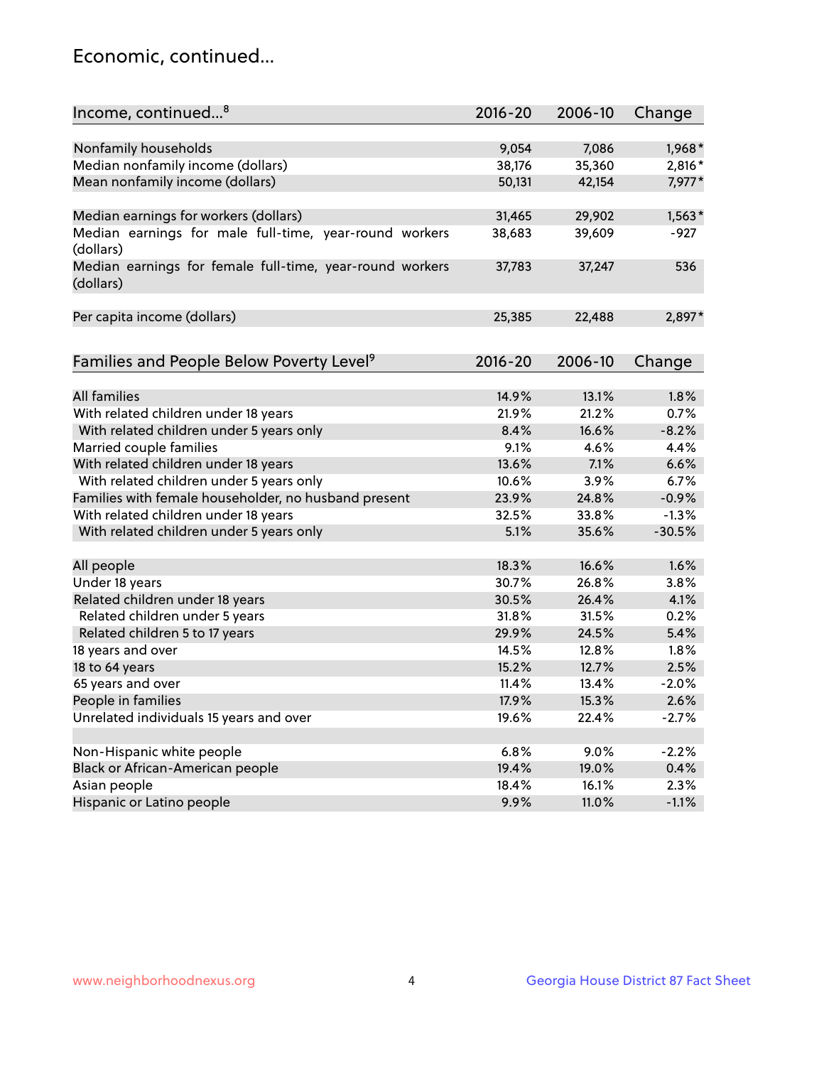## Economic, continued...

| Income, continued...[8] | 2016-20 | 2006-10 | Change |
|---|---|---|---|
| Nonfamily households | 9,054 | 7,086 | 1,968* |
| Median nonfamily income (dollars) | 38,176 | 35,360 | 2,816* |
| Mean nonfamily income (dollars) | 50,131 | 42,154 | 7,977* |
| Median earnings for workers (dollars) | 31,465 | 29,902 | 1,563* |
| Median earnings for male full-time, year-round workers (dollars) | 38,683 | 39,609 | -927 |
| Median earnings for female full-time, year-round workers (dollars) | 37,783 | 37,247 | 536 |
| Per capita income (dollars) | 25,385 | 22,488 | 2,897* |

| Families and People Below Poverty Level[9] | 2016-20 | 2006-10 | Change |
|---|---|---|---|
| All families | 14.9% | 13.1% | 1.8% |
| With related children under 18 years | 21.9% | 21.2% | 0.7% |
| With related children under 5 years only | 8.4% | 16.6% | -8.2% |
| Married couple families | 9.1% | 4.6% | 4.4% |
| With related children under 18 years | 13.6% | 7.1% | 6.6% |
| With related children under 5 years only | 10.6% | 3.9% | 6.7% |
| Families with female householder, no husband present | 23.9% | 24.8% | -0.9% |
| With related children under 18 years | 32.5% | 33.8% | -1.3% |
| With related children under 5 years only | 5.1% | 35.6% | -30.5% |
| All people | 18.3% | 16.6% | 1.6% |
| Under 18 years | 30.7% | 26.8% | 3.8% |
| Related children under 18 years | 30.5% | 26.4% | 4.1% |
| Related children under 5 years | 31.8% | 31.5% | 0.2% |
| Related children 5 to 17 years | 29.9% | 24.5% | 5.4% |
| 18 years and over | 14.5% | 12.8% | 1.8% |
| 18 to 64 years | 15.2% | 12.7% | 2.5% |
| 65 years and over | 11.4% | 13.4% | -2.0% |
| People in families | 17.9% | 15.3% | 2.6% |
| Unrelated individuals 15 years and over | 19.6% | 22.4% | -2.7% |
| Non-Hispanic white people | 6.8% | 9.0% | -2.2% |
| Black or African-American people | 19.4% | 19.0% | 0.4% |
| Asian people | 18.4% | 16.1% | 2.3% |
| Hispanic or Latino people | 9.9% | 11.0% | -1.1% |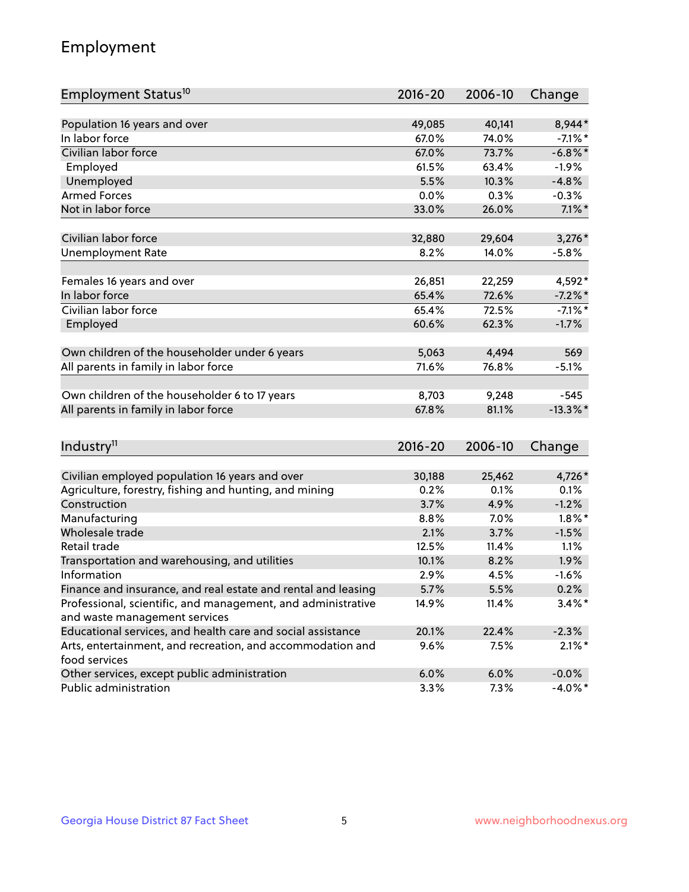# Employment

| Employment Status[10] | 2016-20 | 2006-10 | Change |
|---|---|---|---|
| Population 16 years and over | 49,085 | 40,141 | 8,944* |
| In labor force | 67.0% | 74.0% | -7.1%* |
| Civilian labor force | 67.0% | 73.7% | -6.8%* |
| Employed | 61.5% | 63.4% | -1.9% |
| Unemployed | 5.5% | 10.3% | -4.8% |
| Armed Forces | 0.0% | 0.3% | -0.3% |
| Not in labor force | 33.0% | 26.0% | 7.1%* |
| | | | |
| Civilian labor force | 32,880 | 29,604 | 3,276* |
| Unemployment Rate | 8.2% | 14.0% | -5.8% |
| | | | |
| Females 16 years and over | 26,851 | 22,259 | 4,592* |
| In labor force | 65.4% | 72.6% | -7.2%* |
| Civilian labor force | 65.4% | 72.5% | -7.1%* |
| Employed | 60.6% | 62.3% | -1.7% |
| | | | |
| Own children of the householder under 6 years | 5,063 | 4,494 | 569 |
| All parents in family in labor force | 71.6% | 76.8% | -5.1% |
| | | | |
| Own children of the householder 6 to 17 years | 8,703 | 9,248 | -545 |
| All parents in family in labor force | 67.8% | 81.1% | -13.3%* |

| Industry[11] | 2016-20 | 2006-10 | Change |
|---|---|---|---|
| Civilian employed population 16 years and over | 30,188 | 25,462 | 4,726* |
| Agriculture, forestry, fishing and hunting, and mining | 0.2% | 0.1% | 0.1% |
| Construction | 3.7% | 4.9% | -1.2% |
| Manufacturing | 8.8% | 7.0% | 1.8%* |
| Wholesale trade | 2.1% | 3.7% | -1.5% |
| Retail trade | 12.5% | 11.4% | 1.1% |
| Transportation and warehousing, and utilities | 10.1% | 8.2% | 1.9% |
| Information | 2.9% | 4.5% | -1.6% |
| Finance and insurance, and real estate and rental and leasing | 5.7% | 5.5% | 0.2% |
| Professional, scientific, and management, and administrative and waste management services | 14.9% | 11.4% | 3.4%* |
| Educational services, and health care and social assistance | 20.1% | 22.4% | -2.3% |
| Arts, entertainment, and recreation, and accommodation and food services | 9.6% | 7.5% | 2.1%* |
| Other services, except public administration | 6.0% | 6.0% | -0.0% |
| Public administration | 3.3% | 7.3% | -4.0%* |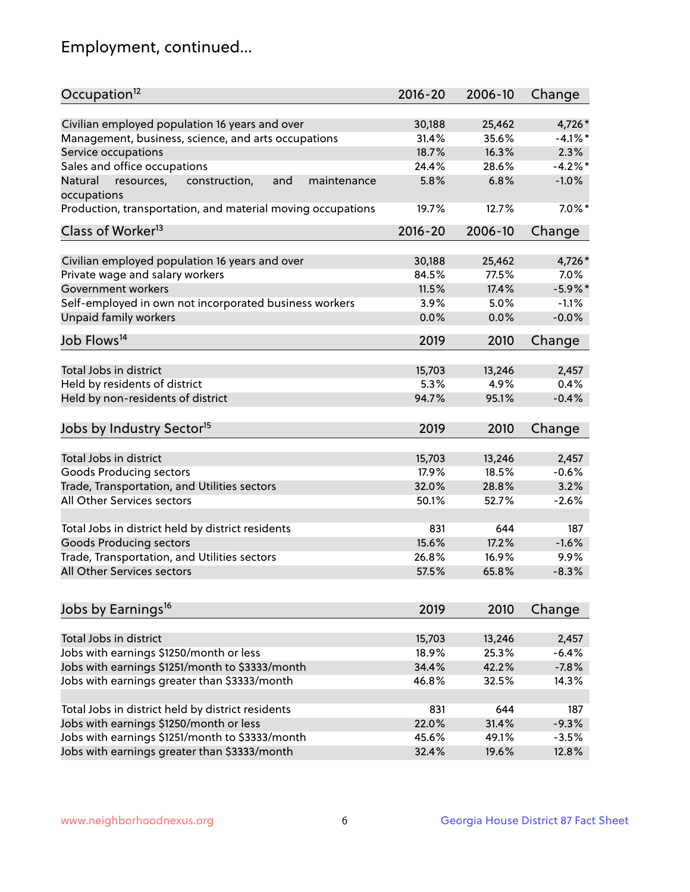# Employment, continued...

| Occupation[12] | 2016-20 | 2006-10 | Change |
|---|---|---|---|
| Civilian employed population 16 years and over | 30,188 | 25,462 | 4,726* |
| Management, business, science, and arts occupations | 31.4% | 35.6% | -4.1%* |
| Service occupations | 18.7% | 16.3% | 2.3% |
| Sales and office occupations | 24.4% | 28.6% | -4.2%* |
| Natural resources, construction, and maintenance occupations | 5.8% | 6.8% | -1.0% |
| Production, transportation, and material moving occupations | 19.7% | 12.7% | 7.0%* |

| Class of Worker[13] | 2016-20 | 2006-10 | Change |
|---|---|---|---|
| Civilian employed population 16 years and over | 30,188 | 25,462 | 4,726* |
| Private wage and salary workers | 84.5% | 77.5% | 7.0% |
| Government workers | 11.5% | 17.4% | -5.9%* |
| Self-employed in own not incorporated business workers | 3.9% | 5.0% | -1.1% |
| Unpaid family workers | 0.0% | 0.0% | -0.0% |

| Job Flows[14] | 2019 | 2010 | Change |
|---|---|---|---|
| Total Jobs in district | 15,703 | 13,246 | 2,457 |
| Held by residents of district | 5.3% | 4.9% | 0.4% |
| Held by non-residents of district | 94.7% | 95.1% | -0.4% |

| Jobs by Industry Sector[15] | 2019 | 2010 | Change |
|---|---|---|---|
| Total Jobs in district | 15,703 | 13,246 | 2,457 |
| Goods Producing sectors | 17.9% | 18.5% | -0.6% |
| Trade, Transportation, and Utilities sectors | 32.0% | 28.8% | 3.2% |
| All Other Services sectors | 50.1% | 52.7% | -2.6% |
| | | | |
| Total Jobs in district held by district residents | 831 | 644 | 187 |
| Goods Producing sectors | 15.6% | 17.2% | -1.6% |
| Trade, Transportation, and Utilities sectors | 26.8% | 16.9% | 9.9% |
| All Other Services sectors | 57.5% | 65.8% | -8.3% |

| Jobs by Earnings[16] | 2019 | 2010 | Change |
|---|---|---|---|
| Total Jobs in district | 15,703 | 13,246 | 2,457 |
| Jobs with earnings $1250/month or less | 18.9% | 25.3% | -6.4% |
| Jobs with earnings $1251/month to $3333/month | 34.4% | 42.2% | -7.8% |
| Jobs with earnings greater than $3333/month | 46.8% | 32.5% | 14.3% |
| | | | |
| Total Jobs in district held by district residents | 831 | 644 | 187 |
| Jobs with earnings $1250/month or less | 22.0% | 31.4% | -9.3% |
| Jobs with earnings $1251/month to $3333/month | 45.6% | 49.1% | -3.5% |
| Jobs with earnings greater than $3333/month | 32.4% | 19.6% | 12.8% |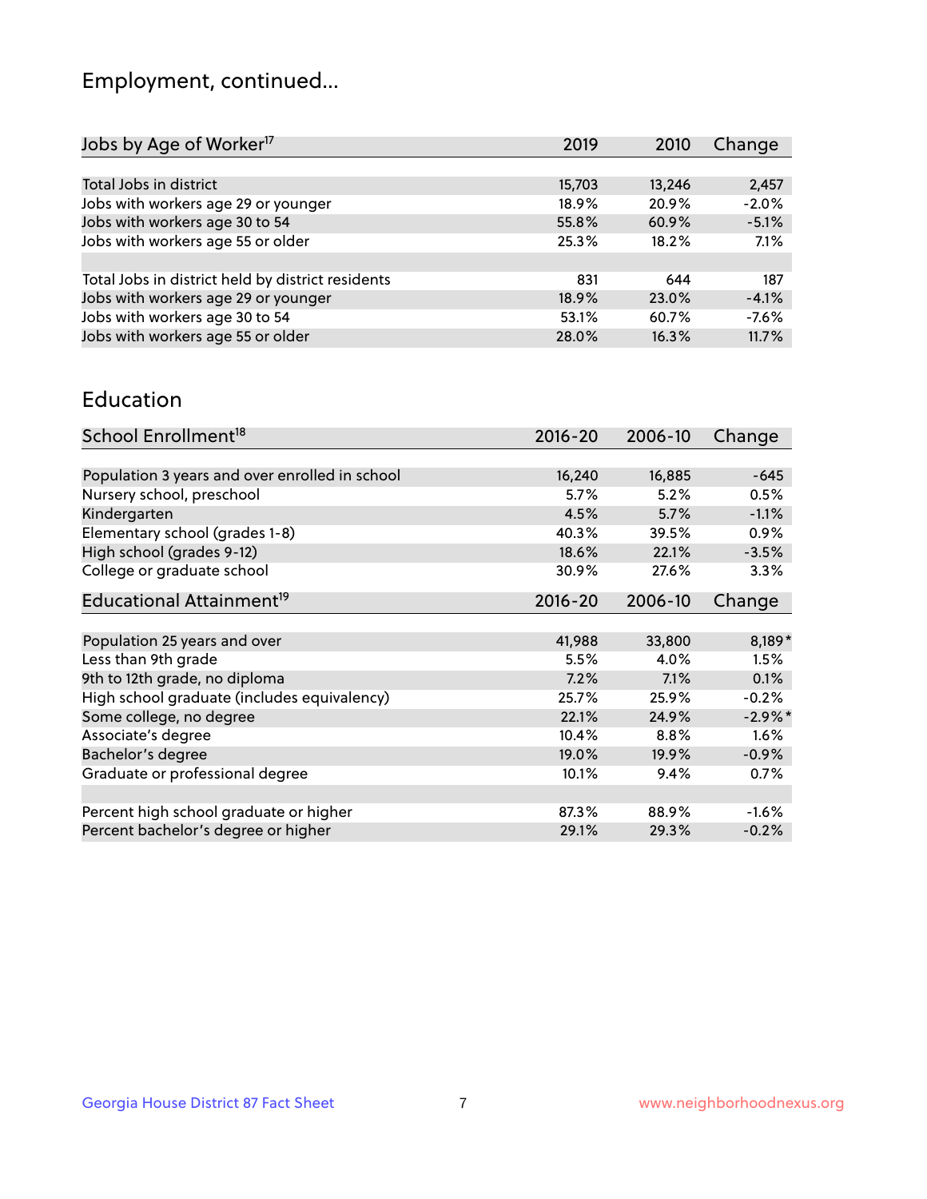## Employment, continued...

| Jobs by Age of Worker[17] | 2019 | 2010 | Change |
|---|---|---|---|
| | | | |
| Total Jobs in district | 15,703 | 13,246 | 2,457 |
| Jobs with workers age 29 or younger | 18.9% | 20.9% | -2.0% |
| Jobs with workers age 30 to 54 | 55.8% | 60.9% | -5.1% |
| Jobs with workers age 55 or older | 25.3% | 18.2% | 7.1% |
| | | | |
| Total Jobs in district held by district residents | 831 | 644 | 187 |
| Jobs with workers age 29 or younger | 18.9% | 23.0% | -4.1% |
| Jobs with workers age 30 to 54 | 53.1% | 60.7% | -7.6% |
| Jobs with workers age 55 or older | 28.0% | 16.3% | 11.7% |

## Education

| School Enrollment[18] | 2016-20 | 2006-10 | Change |
|---|---|---|---|
| | | | |
| Population 3 years and over enrolled in school | 16,240 | 16,885 | -645 |
| Nursery school, preschool | 5.7% | 5.2% | 0.5% |
| Kindergarten | 4.5% | 5.7% | -1.1% |
| Elementary school (grades 1-8) | 40.3% | 39.5% | 0.9% |
| High school (grades 9-12) | 18.6% | 22.1% | -3.5% |
| College or graduate school | 30.9% | 27.6% | 3.3% |

| Educational Attainment[19] | 2016-20 | 2006-10 | Change |
|---|---|---|---|
| | | | |
| Population 25 years and over | 41,988 | 33,800 | 8,189* |
| Less than 9th grade | 5.5% | 4.0% | 1.5% |
| 9th to 12th grade, no diploma | 7.2% | 7.1% | 0.1% |
| High school graduate (includes equivalency) | 25.7% | 25.9% | -0.2% |
| Some college, no degree | 22.1% | 24.9% | -2.9%* |
| Associate's degree | 10.4% | 8.8% | 1.6% |
| Bachelor's degree | 19.0% | 19.9% | -0.9% |
| Graduate or professional degree | 10.1% | 9.4% | 0.7% |
| | | | |
| Percent high school graduate or higher | 87.3% | 88.9% | -1.6% |
| Percent bachelor's degree or higher | 29.1% | 29.3% | -0.2% |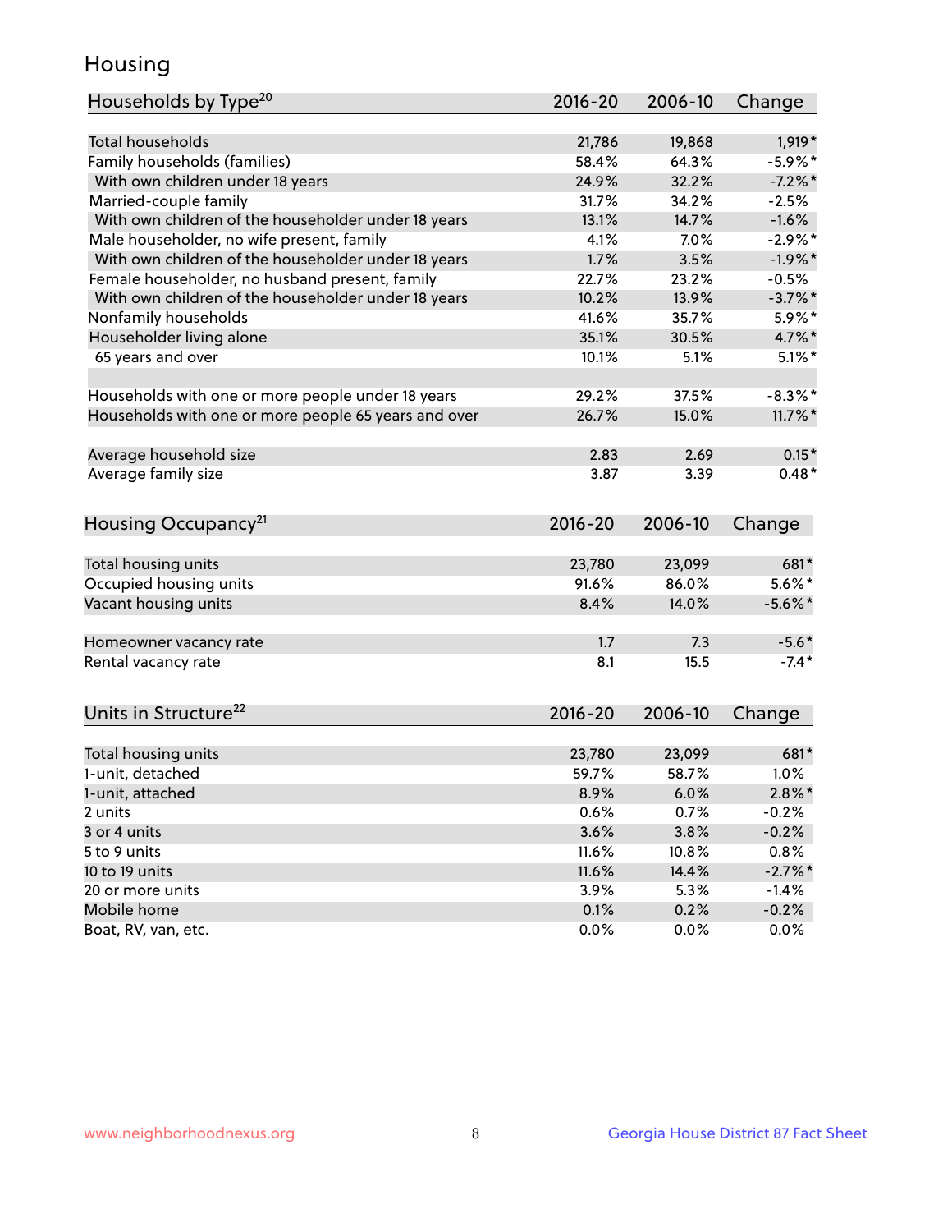# Housing

| Households by Type[20] | 2016-20 | 2006-10 | Change |
|---|---|---|---|
| Total households | 21,786 | 19,868 | 1,919* |
| Family households (families) | 58.4% | 64.3% | -5.9%* |
| With own children under 18 years | 24.9% | 32.2% | -7.2%* |
| Married-couple family | 31.7% | 34.2% | -2.5% |
| With own children of the householder under 18 years | 13.1% | 14.7% | -1.6% |
| Male householder, no wife present, family | 4.1% | 7.0% | -2.9%* |
| With own children of the householder under 18 years | 1.7% | 3.5% | -1.9%* |
| Female householder, no husband present, family | 22.7% | 23.2% | -0.5% |
| With own children of the householder under 18 years | 10.2% | 13.9% | -3.7%* |
| Nonfamily households | 41.6% | 35.7% | 5.9%* |
| Householder living alone | 35.1% | 30.5% | 4.7%* |
| 65 years and over | 10.1% | 5.1% | 5.1%* |
| | | | |
| Households with one or more people under 18 years | 29.2% | 37.5% | -8.3%* |
| Households with one or more people 65 years and over | 26.7% | 15.0% | 11.7%* |
| | | | |
| Average household size | 2.83 | 2.69 | 0.15* |
| Average family size | 3.87 | 3.39 | 0.48* |

| Housing Occupancy[21] | 2016-20 | 2006-10 | Change |
|---|---|---|---|
| Total housing units | 23,780 | 23,099 | 681* |
| Occupied housing units | 91.6% | 86.0% | 5.6%* |
| Vacant housing units | 8.4% | 14.0% | -5.6%* |
| | | | |
| Homeowner vacancy rate | 1.7 | 7.3 | -5.6* |
| Rental vacancy rate | 8.1 | 15.5 | -7.4* |

| Units in Structure[22] | 2016-20 | 2006-10 | Change |
|---|---|---|---|
| Total housing units | 23,780 | 23,099 | 681* |
| 1-unit, detached | 59.7% | 58.7% | 1.0% |
| 1-unit, attached | 8.9% | 6.0% | 2.8%* |
| 2 units | 0.6% | 0.7% | -0.2% |
| 3 or 4 units | 3.6% | 3.8% | -0.2% |
| 5 to 9 units | 11.6% | 10.8% | 0.8% |
| 10 to 19 units | 11.6% | 14.4% | -2.7%* |
| 20 or more units | 3.9% | 5.3% | -1.4% |
| Mobile home | 0.1% | 0.2% | -0.2% |
| Boat, RV, van, etc. | 0.0% | 0.0% | 0.0% |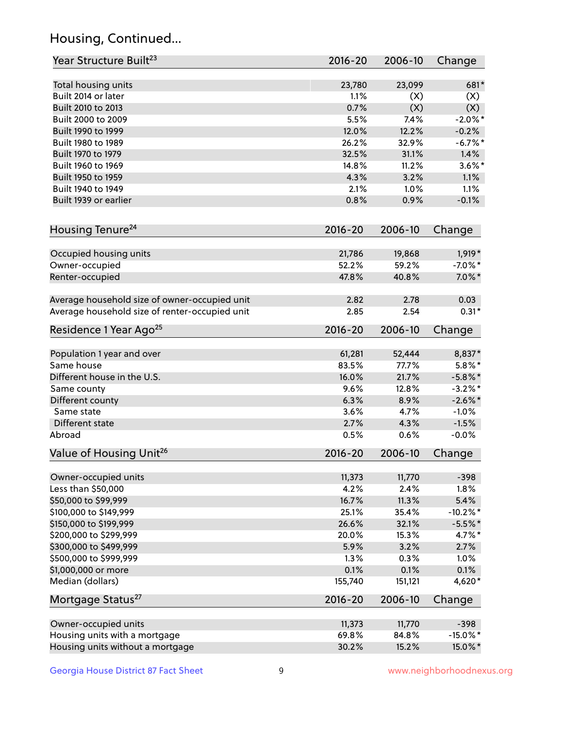# Housing, Continued...

| Year Structure Built[23] | 2016-20 | 2006-10 | Change |
|---|---|---|---|
| Total housing units | 23,780 | 23,099 | 681* |
| Built 2014 or later | 1.1% | (X) | (X) |
| Built 2010 to 2013 | 0.7% | (X) | (X) |
| Built 2000 to 2009 | 5.5% | 7.4% | -2.0%* |
| Built 1990 to 1999 | 12.0% | 12.2% | -0.2% |
| Built 1980 to 1989 | 26.2% | 32.9% | -6.7%* |
| Built 1970 to 1979 | 32.5% | 31.1% | 1.4% |
| Built 1960 to 1969 | 14.8% | 11.2% | 3.6%* |
| Built 1950 to 1959 | 4.3% | 3.2% | 1.1% |
| Built 1940 to 1949 | 2.1% | 1.0% | 1.1% |
| Built 1939 or earlier | 0.8% | 0.9% | -0.1% |

| Housing Tenure[24] | 2016-20 | 2006-10 | Change |
|---|---|---|---|
| Occupied housing units | 21,786 | 19,868 | 1,919* |
| Owner-occupied | 52.2% | 59.2% | -7.0%* |
| Renter-occupied | 47.8% | 40.8% | 7.0%* |
| Average household size of owner-occupied unit | 2.82 | 2.78 | 0.03 |
| Average household size of renter-occupied unit | 2.85 | 2.54 | 0.31* |

| Residence 1 Year Ago[25] | 2016-20 | 2006-10 | Change |
|---|---|---|---|
| Population 1 year and over | 61,281 | 52,444 | 8,837* |
| Same house | 83.5% | 77.7% | 5.8%* |
| Different house in the U.S. | 16.0% | 21.7% | -5.8%* |
| Same county | 9.6% | 12.8% | -3.2%* |
| Different county | 6.3% | 8.9% | -2.6%* |
| Same state | 3.6% | 4.7% | -1.0% |
| Different state | 2.7% | 4.3% | -1.5% |
| Abroad | 0.5% | 0.6% | -0.0% |

| Value of Housing Unit[26] | 2016-20 | 2006-10 | Change |
|---|---|---|---|
| Owner-occupied units | 11,373 | 11,770 | -398 |
| Less than $50,000 | 4.2% | 2.4% | 1.8% |
| $50,000 to $99,999 | 16.7% | 11.3% | 5.4% |
| $100,000 to $149,999 | 25.1% | 35.4% | -10.2%* |
| $150,000 to $199,999 | 26.6% | 32.1% | -5.5%* |
| $200,000 to $299,999 | 20.0% | 15.3% | 4.7%* |
| $300,000 to $499,999 | 5.9% | 3.2% | 2.7% |
| $500,000 to $999,999 | 1.3% | 0.3% | 1.0% |
| $1,000,000 or more | 0.1% | 0.1% | 0.1% |
| Median (dollars) | 155,740 | 151,121 | 4,620* |

| Mortgage Status[27] | 2016-20 | 2006-10 | Change |
|---|---|---|---|
| Owner-occupied units | 11,373 | 11,770 | -398 |
| Housing units with a mortgage | 69.8% | 84.8% | -15.0%* |
| Housing units without a mortgage | 30.2% | 15.2% | 15.0%* |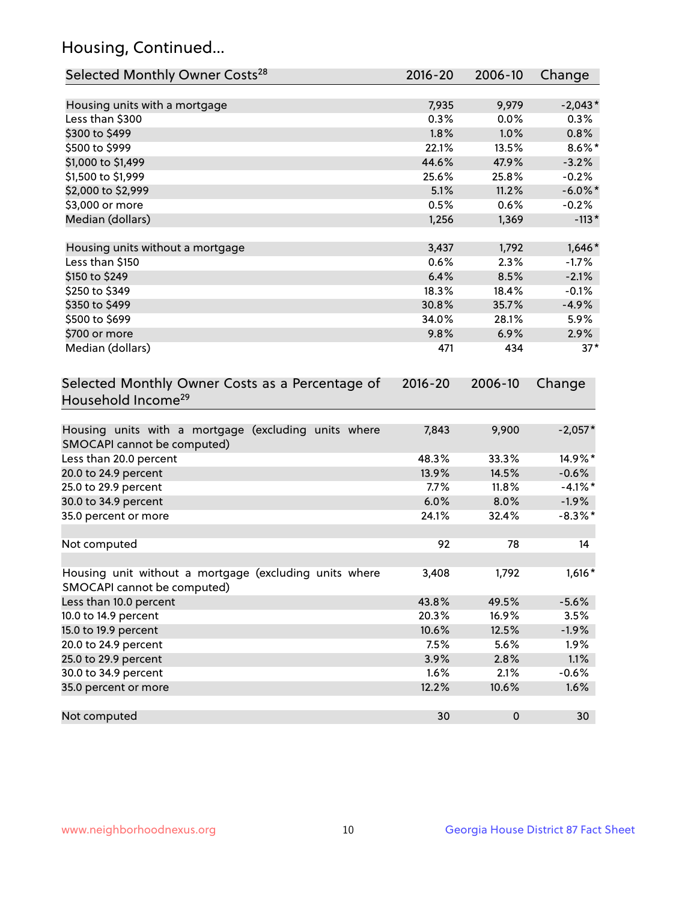## Housing, Continued...

| Selected Monthly Owner Costs[28] | 2016-20 | 2006-10 | Change |
|---|---|---|---|
| Housing units with a mortgage | 7,935 | 9,979 | -2,043* |
| Less than $300 | 0.3% | 0.0% | 0.3% |
| $300 to $499 | 1.8% | 1.0% | 0.8% |
| $500 to $999 | 22.1% | 13.5% | 8.6%* |
| $1,000 to $1,499 | 44.6% | 47.9% | -3.2% |
| $1,500 to $1,999 | 25.6% | 25.8% | -0.2% |
| $2,000 to $2,999 | 5.1% | 11.2% | -6.0%* |
| $3,000 or more | 0.5% | 0.6% | -0.2% |
| Median (dollars) | 1,256 | 1,369 | -113* |
| | | | |
| Housing units without a mortgage | 3,437 | 1,792 | 1,646* |
| Less than $150 | 0.6% | 2.3% | -1.7% |
| $150 to $249 | 6.4% | 8.5% | -2.1% |
| $250 to $349 | 18.3% | 18.4% | -0.1% |
| $350 to $499 | 30.8% | 35.7% | -4.9% |
| $500 to $699 | 34.0% | 28.1% | 5.9% |
| $700 or more | 9.8% | 6.9% | 2.9% |
| Median (dollars) | 471 | 434 | 37* |

| Selected Monthly Owner Costs as a Percentage of Household Income[29] | 2016-20 | 2006-10 | Change |
|---|---|---|---|
| Housing units with a mortgage (excluding units where SMOCAPI cannot be computed) | 7,843 | 9,900 | -2,057* |
| Less than 20.0 percent | 48.3% | 33.3% | 14.9%* |
| 20.0 to 24.9 percent | 13.9% | 14.5% | -0.6% |
| 25.0 to 29.9 percent | 7.7% | 11.8% | -4.1%* |
| 30.0 to 34.9 percent | 6.0% | 8.0% | -1.9% |
| 35.0 percent or more | 24.1% | 32.4% | -8.3%* |
| | | | |
| Not computed | 92 | 78 | 14 |
| | | | |
| Housing unit without a mortgage (excluding units where SMOCAPI cannot be computed) | 3,408 | 1,792 | 1,616* |
| Less than 10.0 percent | 43.8% | 49.5% | -5.6% |
| 10.0 to 14.9 percent | 20.3% | 16.9% | 3.5% |
| 15.0 to 19.9 percent | 10.6% | 12.5% | -1.9% |
| 20.0 to 24.9 percent | 7.5% | 5.6% | 1.9% |
| 25.0 to 29.9 percent | 3.9% | 2.8% | 1.1% |
| 30.0 to 34.9 percent | 1.6% | 2.1% | -0.6% |
| 35.0 percent or more | 12.2% | 10.6% | 1.6% |
| | | | |
| Not computed | 30 | 0 | 30 |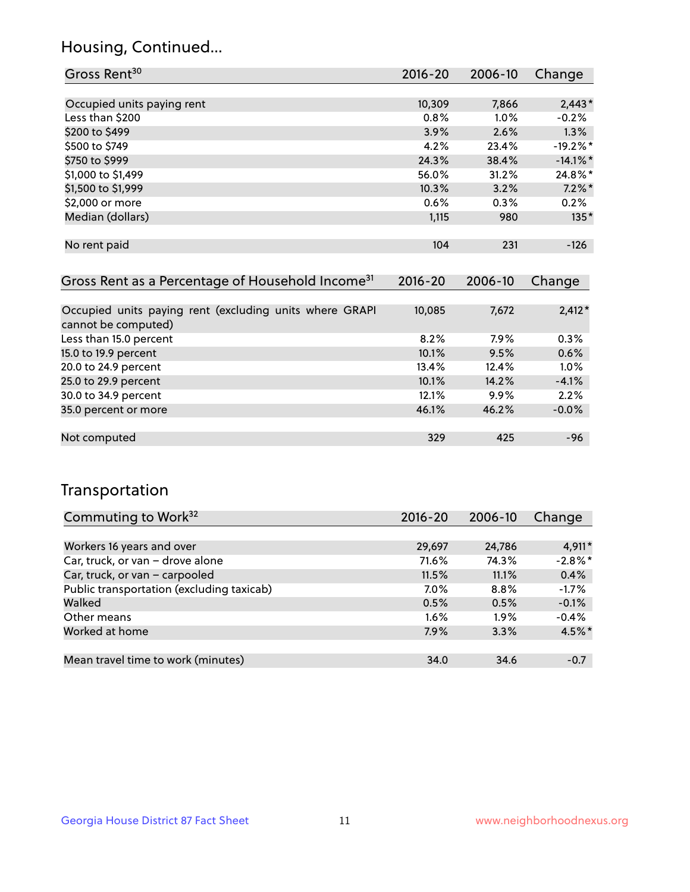## Housing, Continued...

| Gross Rent[30] | 2016-20 | 2006-10 | Change |
|---|---|---|---|
| Occupied units paying rent | 10,309 | 7,866 | 2,443* |
| Less than $200 | 0.8% | 1.0% | -0.2% |
| $200 to $499 | 3.9% | 2.6% | 1.3% |
| $500 to $749 | 4.2% | 23.4% | -19.2%* |
| $750 to $999 | 24.3% | 38.4% | -14.1%* |
| $1,000 to $1,499 | 56.0% | 31.2% | 24.8%* |
| $1,500 to $1,999 | 10.3% | 3.2% | 7.2%* |
| $2,000 or more | 0.6% | 0.3% | 0.2% |
| Median (dollars) | 1,115 | 980 | 135* |
| No rent paid | 104 | 231 | -126 |

| Gross Rent as a Percentage of Household Income[31] | 2016-20 | 2006-10 | Change |
|---|---|---|---|
| Occupied units paying rent (excluding units where GRAPI cannot be computed) | 10,085 | 7,672 | 2,412* |
| Less than 15.0 percent | 8.2% | 7.9% | 0.3% |
| 15.0 to 19.9 percent | 10.1% | 9.5% | 0.6% |
| 20.0 to 24.9 percent | 13.4% | 12.4% | 1.0% |
| 25.0 to 29.9 percent | 10.1% | 14.2% | -4.1% |
| 30.0 to 34.9 percent | 12.1% | 9.9% | 2.2% |
| 35.0 percent or more | 46.1% | 46.2% | -0.0% |
| Not computed | 329 | 425 | -96 |

## Transportation

| Commuting to Work[32] | 2016-20 | 2006-10 | Change |
|---|---|---|---|
| Workers 16 years and over | 29,697 | 24,786 | 4,911* |
| Car, truck, or van – drove alone | 71.6% | 74.3% | -2.8%* |
| Car, truck, or van – carpooled | 11.5% | 11.1% | 0.4% |
| Public transportation (excluding taxicab) | 7.0% | 8.8% | -1.7% |
| Walked | 0.5% | 0.5% | -0.1% |
| Other means | 1.6% | 1.9% | -0.4% |
| Worked at home | 7.9% | 3.3% | 4.5%* |
| Mean travel time to work (minutes) | 34.0 | 34.6 | -0.7 |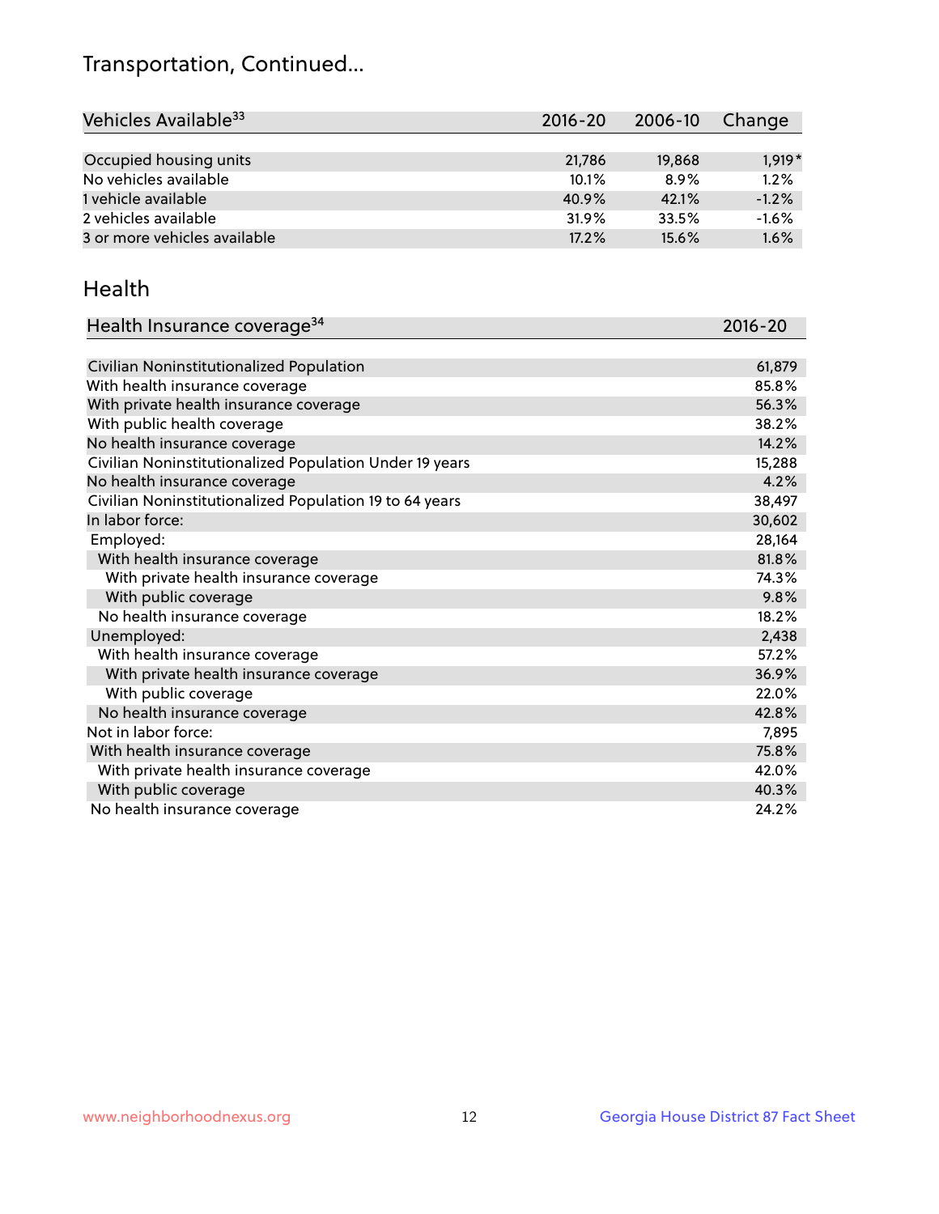## Transportation, Continued...

| Vehicles Available[33] | 2016-20 | 2006-10 | Change |
|---|---|---|---|
| Occupied housing units | 21,786 | 19,868 | 1,919* |
| No vehicles available | 10.1% | 8.9% | 1.2% |
| 1 vehicle available | 40.9% | 42.1% | -1.2% |
| 2 vehicles available | 31.9% | 33.5% | -1.6% |
| 3 or more vehicles available | 17.2% | 15.6% | 1.6% |

## Health

| Health Insurance coverage[34] | 2016-20 |
|---|---|
| Civilian Noninstitutionalized Population | 61,879 |
| With health insurance coverage | 85.8% |
| With private health insurance coverage | 56.3% |
| With public health coverage | 38.2% |
| No health insurance coverage | 14.2% |
| Civilian Noninstitutionalized Population Under 19 years | 15,288 |
| No health insurance coverage | 4.2% |
| Civilian Noninstitutionalized Population 19 to 64 years | 38,497 |
| In labor force: | 30,602 |
| Employed: | 28,164 |
| With health insurance coverage | 81.8% |
| With private health insurance coverage | 74.3% |
| With public coverage | 9.8% |
| No health insurance coverage | 18.2% |
| Unemployed: | 2,438 |
| With health insurance coverage | 57.2% |
| With private health insurance coverage | 36.9% |
| With public coverage | 22.0% |
| No health insurance coverage | 42.8% |
| Not in labor force: | 7,895 |
| With health insurance coverage | 75.8% |
| With private health insurance coverage | 42.0% |
| With public coverage | 40.3% |
| No health insurance coverage | 24.2% |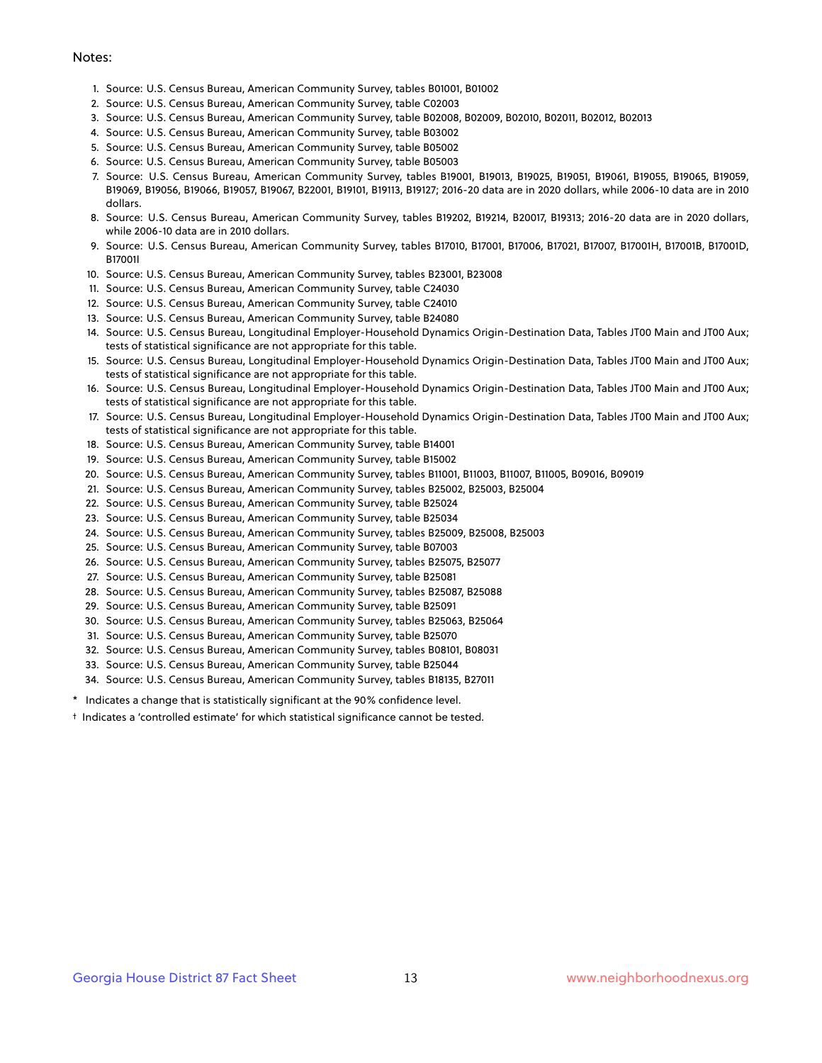Notes:

1. Source: U.S. Census Bureau, American Community Survey, tables B01001, B01002
2. Source: U.S. Census Bureau, American Community Survey, table C02003
3. Source: U.S. Census Bureau, American Community Survey, table B02008, B02009, B02010, B02011, B02012, B02013
4. Source: U.S. Census Bureau, American Community Survey, table B03002
5. Source: U.S. Census Bureau, American Community Survey, table B05002
6. Source: U.S. Census Bureau, American Community Survey, table B05003
7. Source: U.S. Census Bureau, American Community Survey, tables B19001, B19013, B19025, B19051, B19061, B19055, B19065, B19059, B19069, B19056, B19066, B19057, B19067, B22001, B19101, B19113, B19127; 2016-20 data are in 2020 dollars, while 2006-10 data are in 2010 dollars.
8. Source: U.S. Census Bureau, American Community Survey, tables B19202, B19214, B20017, B19313; 2016-20 data are in 2020 dollars, while 2006-10 data are in 2010 dollars.
9. Source: U.S. Census Bureau, American Community Survey, tables B17010, B17001, B17006, B17021, B17007, B17001H, B17001B, B17001D, B17001I
10. Source: U.S. Census Bureau, American Community Survey, tables B23001, B23008
11. Source: U.S. Census Bureau, American Community Survey, table C24030
12. Source: U.S. Census Bureau, American Community Survey, table C24010
13. Source: U.S. Census Bureau, American Community Survey, table B24080
14. Source: U.S. Census Bureau, Longitudinal Employer-Household Dynamics Origin-Destination Data, Tables JT00 Main and JT00 Aux; tests of statistical significance are not appropriate for this table.
15. Source: U.S. Census Bureau, Longitudinal Employer-Household Dynamics Origin-Destination Data, Tables JT00 Main and JT00 Aux; tests of statistical significance are not appropriate for this table.
16. Source: U.S. Census Bureau, Longitudinal Employer-Household Dynamics Origin-Destination Data, Tables JT00 Main and JT00 Aux; tests of statistical significance are not appropriate for this table.
17. Source: U.S. Census Bureau, Longitudinal Employer-Household Dynamics Origin-Destination Data, Tables JT00 Main and JT00 Aux; tests of statistical significance are not appropriate for this table.
18. Source: U.S. Census Bureau, American Community Survey, table B14001
19. Source: U.S. Census Bureau, American Community Survey, table B15002
20. Source: U.S. Census Bureau, American Community Survey, tables B11001, B11003, B11007, B11005, B09016, B09019
21. Source: U.S. Census Bureau, American Community Survey, tables B25002, B25003, B25004
22. Source: U.S. Census Bureau, American Community Survey, table B25024
23. Source: U.S. Census Bureau, American Community Survey, table B25034
24. Source: U.S. Census Bureau, American Community Survey, tables B25009, B25008, B25003
25. Source: U.S. Census Bureau, American Community Survey, table B07003
26. Source: U.S. Census Bureau, American Community Survey, tables B25075, B25077
27. Source: U.S. Census Bureau, American Community Survey, table B25081
28. Source: U.S. Census Bureau, American Community Survey, tables B25087, B25088
29. Source: U.S. Census Bureau, American Community Survey, table B25091
30. Source: U.S. Census Bureau, American Community Survey, tables B25063, B25064
31. Source: U.S. Census Bureau, American Community Survey, table B25070
32. Source: U.S. Census Bureau, American Community Survey, tables B08101, B08031
33. Source: U.S. Census Bureau, American Community Survey, table B25044
34. Source: U.S. Census Bureau, American Community Survey, tables B18135, B27011

\* Indicates a change that is statistically significant at the 90% confidence level.

† Indicates a 'controlled estimate' for which statistical significance cannot be tested.